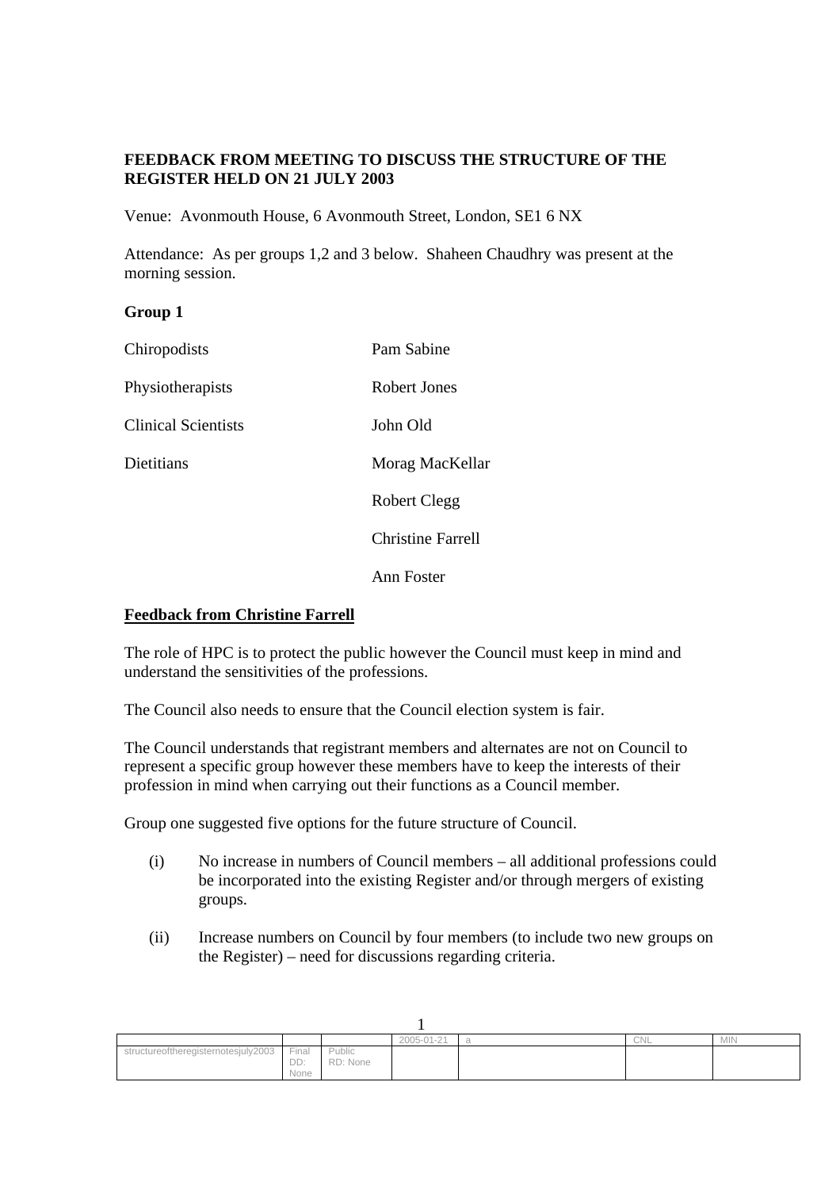**FEEDBACK FROM MEETING TO DISCUSS THE STRUCTURE OF THE REGISTER HELD ON 21 JULY 2003**

Venue: Avonmouth House, 6 Avonmouth Street, London, SE1 6 NX

Attendance: As per groups 1,2 and 3 below. Shaheen Chaudhry was present at the morning session.

**Group 1**

| | |
|---|---|
| Chiropodists | Pam Sabine |
| Physiotherapists | Robert Jones |
| Clinical Scientists | John Old |
| Dietitians | Morag MacKellar |
| | Robert Clegg |
| | Christine Farrell |
| | Ann Foster |

**<u>Feedback from Christine Farrell</u>**

The role of HPC is to protect the public however the Council must keep in mind and understand the sensitivities of the professions.

The Council also needs to ensure that the Council election system is fair.

The Council understands that registrant members and alternates are not on Council to represent a specific group however these members have to keep the interests of their profession in mind when carrying out their functions as a Council member.

Group one suggested five options for the future structure of Council.

(i) No increase in numbers of Council members – all additional professions could be incorporated into the existing Register and/or through mergers of existing groups.

(ii) Increase numbers on Council by four members (to include two new groups on the Register) – need for discussions regarding criteria.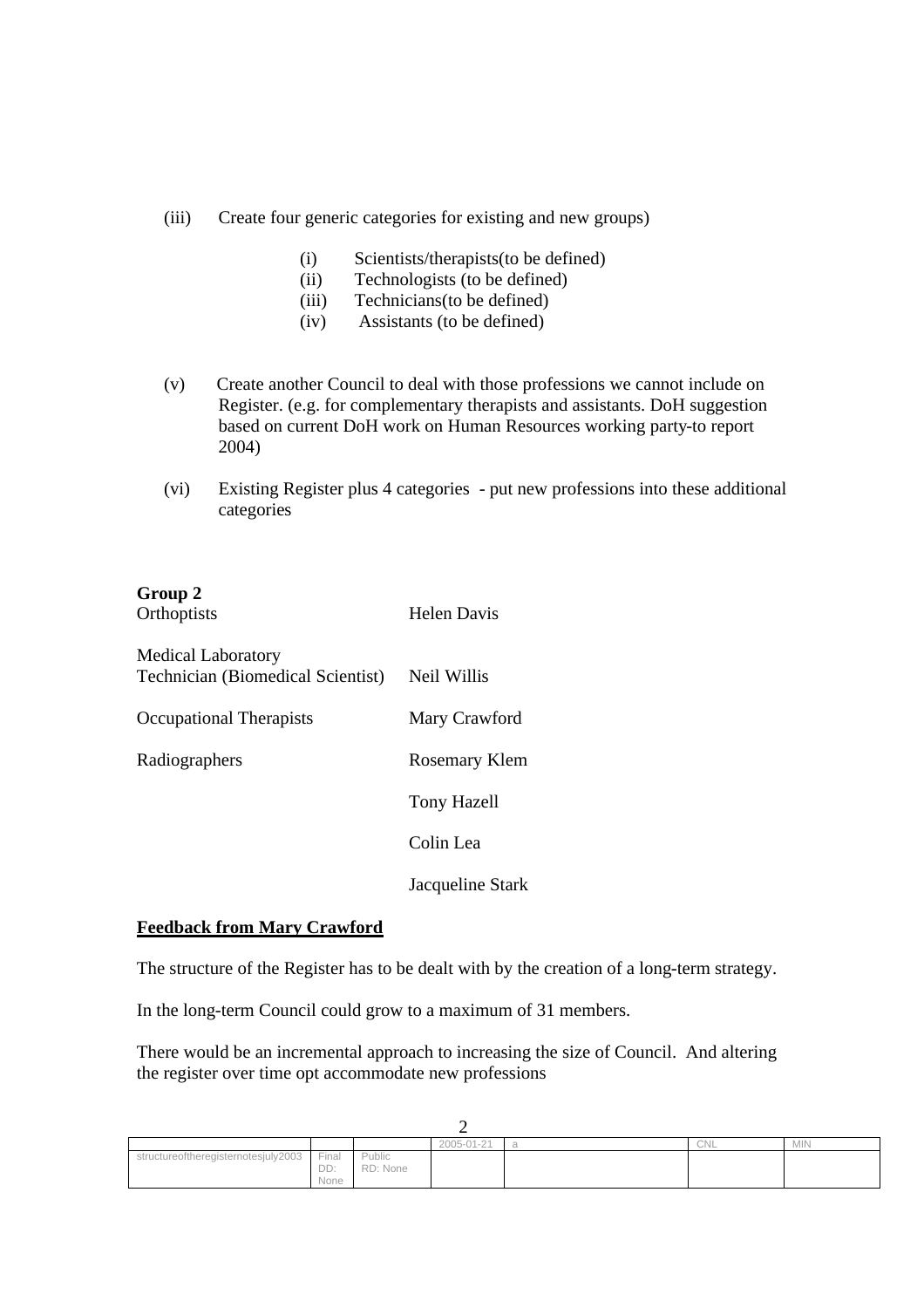(iii) Create four generic categories for existing and new groups)

- (i) Scientists/therapists(to be defined)
- (ii) Technologists (to be defined)
- (iii) Technicians(to be defined)
- (iv) Assistants (to be defined)

(v) Create another Council to deal with those professions we cannot include on Register. (e.g. for complementary therapists and assistants. DoH suggestion based on current DoH work on Human Resources working party-to report 2004)

(vi) Existing Register plus 4 categories - put new professions into these additional categories

**Group 2**

| | |
|---|---|
| Orthoptists | Helen Davis |
| Medical Laboratory Technician (Biomedical Scientist) | Neil Willis |
| Occupational Therapists | Mary Crawford |
| Radiographers | Rosemary Klem |
| | Tony Hazell |
| | Colin Lea |
| | Jacqueline Stark |

**<u>Feedback from Mary Crawford</u>**

The structure of the Register has to be dealt with by the creation of a long-term strategy.

In the long-term Council could grow to a maximum of 31 members.

There would be an incremental approach to increasing the size of Council. And altering the register over time opt accommodate new professions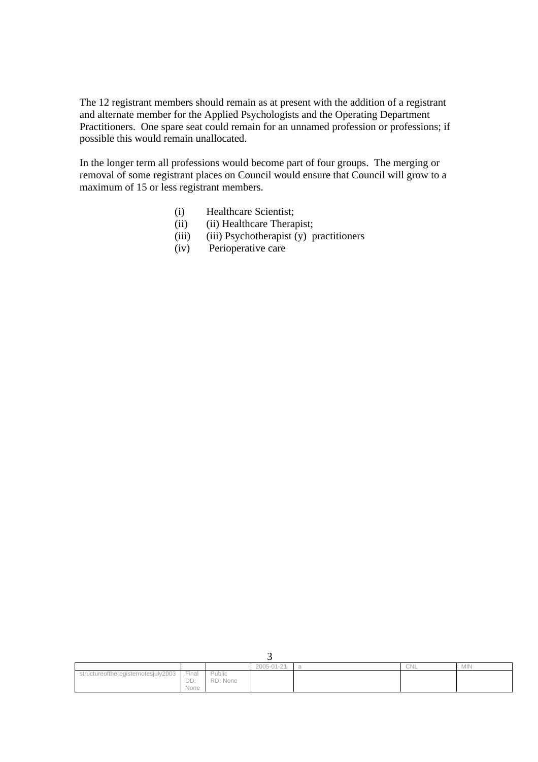The 12 registrant members should remain as at present with the addition of a registrant and alternate member for the Applied Psychologists and the Operating Department Practitioners. One spare seat could remain for an unnamed profession or professions; if possible this would remain unallocated.

In the longer term all professions would become part of four groups. The merging or removal of some registrant places on Council would ensure that Council will grow to a maximum of 15 or less registrant members.

(i) Healthcare Scientist;
(ii) (ii) Healthcare Therapist;
(iii) (iii) Psychotherapist (y) practitioners
(iv) Perioperative care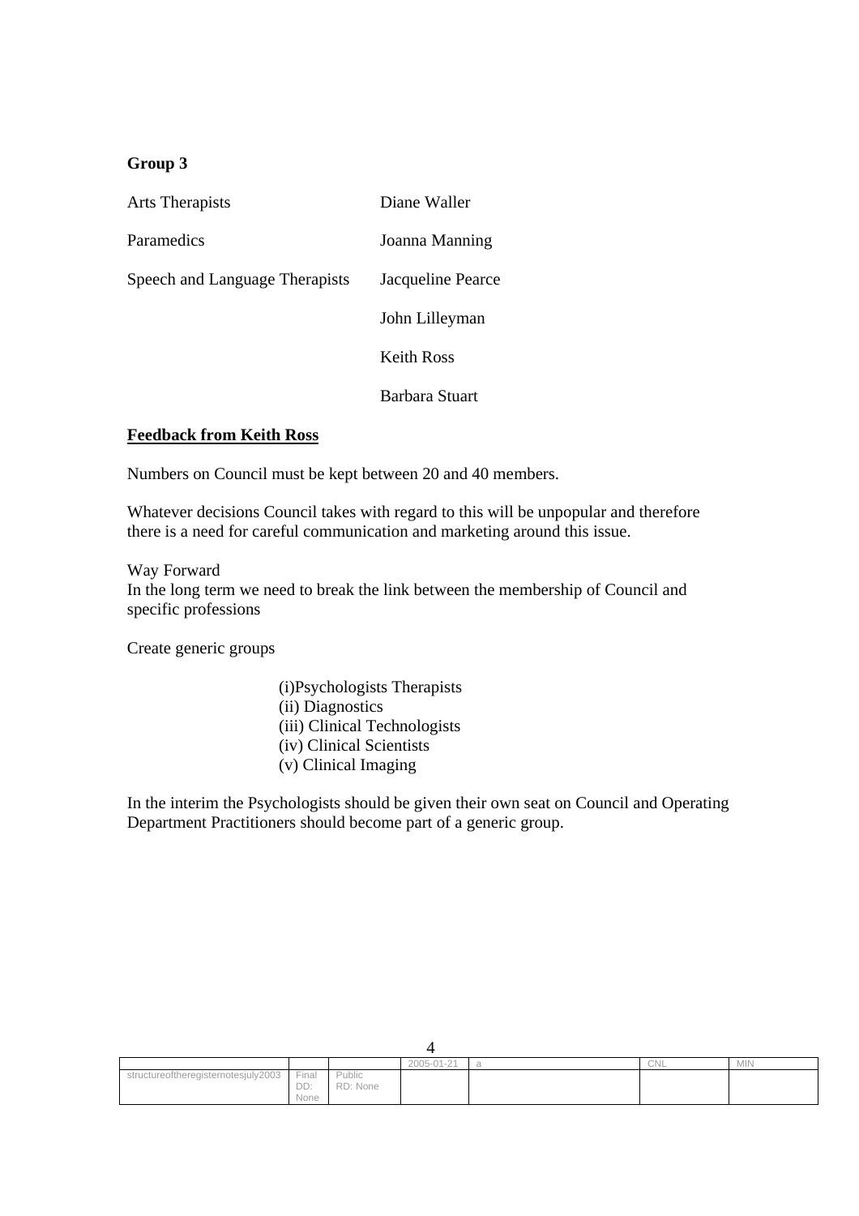**Group 3**

| | |
|---|---|
| Arts Therapists | Diane Waller |
| Paramedics | Joanna Manning |
| Speech and Language Therapists | Jacqueline Pearce |
| | John Lilleyman |
| | Keith Ross |
| | Barbara Stuart |

**<u>Feedback from Keith Ross</u>**

Numbers on Council must be kept between 20 and 40 members.

Whatever decisions Council takes with regard to this will be unpopular and therefore there is a need for careful communication and marketing around this issue.

Way Forward
In the long term we need to break the link between the membership of Council and specific professions

Create generic groups

(i)Psychologists Therapists
(ii) Diagnostics
(iii) Clinical Technologists
(iv) Clinical Scientists
(v) Clinical Imaging

In the interim the Psychologists should be given their own seat on Council and Operating Department Practitioners should become part of a generic group.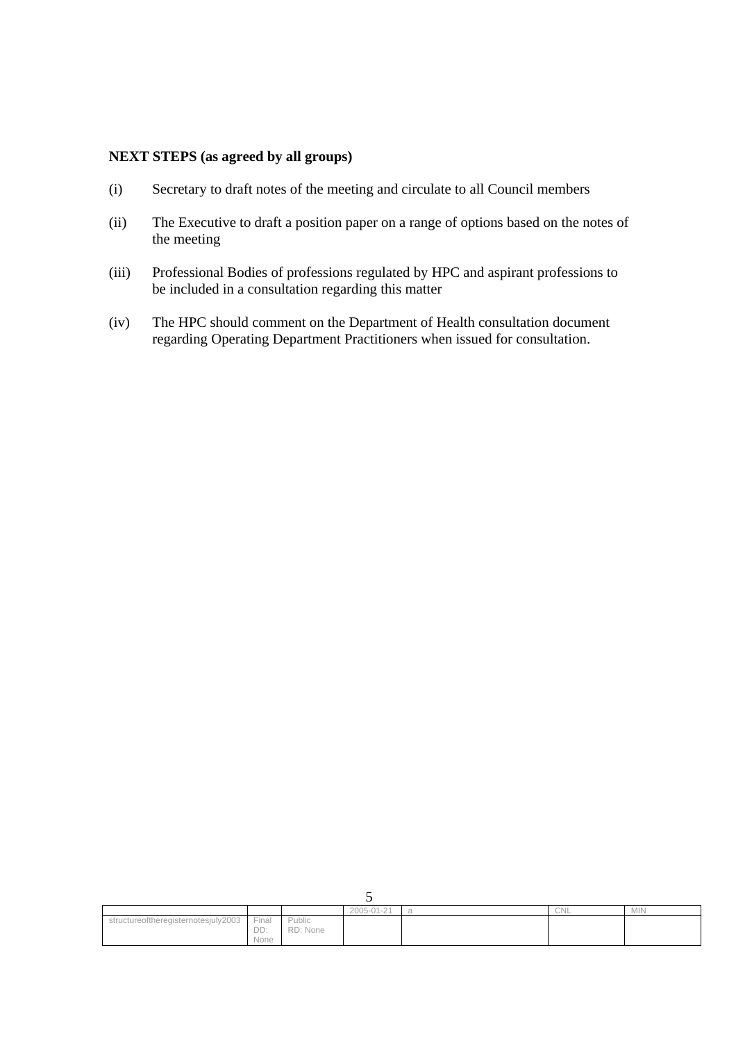**NEXT STEPS (as agreed by all groups)**

(i) Secretary to draft notes of the meeting and circulate to all Council members

(ii) The Executive to draft a position paper on a range of options based on the notes of the meeting

(iii) Professional Bodies of professions regulated by HPC and aspirant professions to be included in a consultation regarding this matter

(iv) The HPC should comment on the Department of Health consultation document regarding Operating Department Practitioners when issued for consultation.